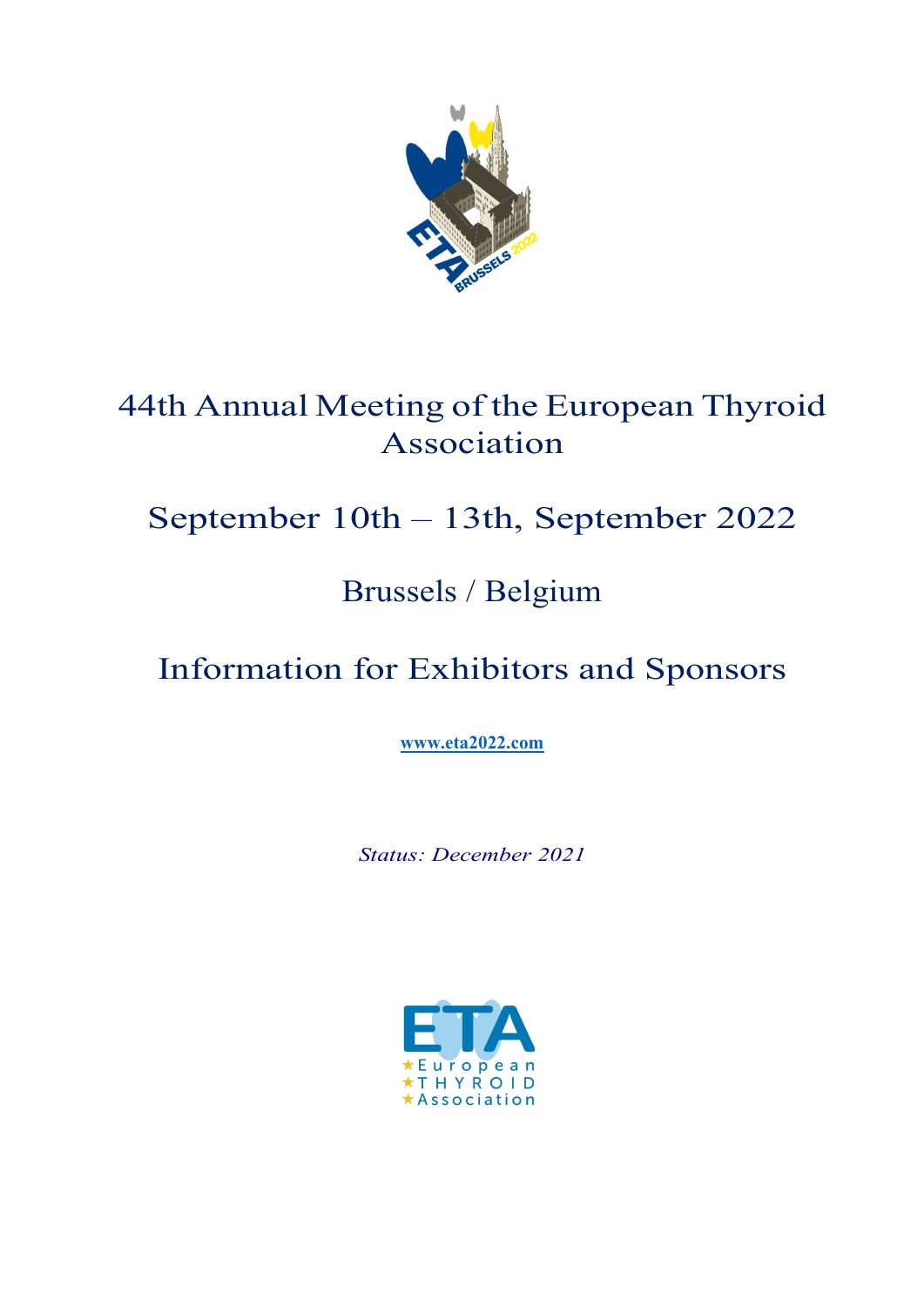# 44th Annual Meeting of the European Thyroid Association

## September 10th – 13th, September 2022

## Brussels / Belgium

## Information for Exhibitors and Sponsors

**www.eta2022.com**

*Status: December 2021*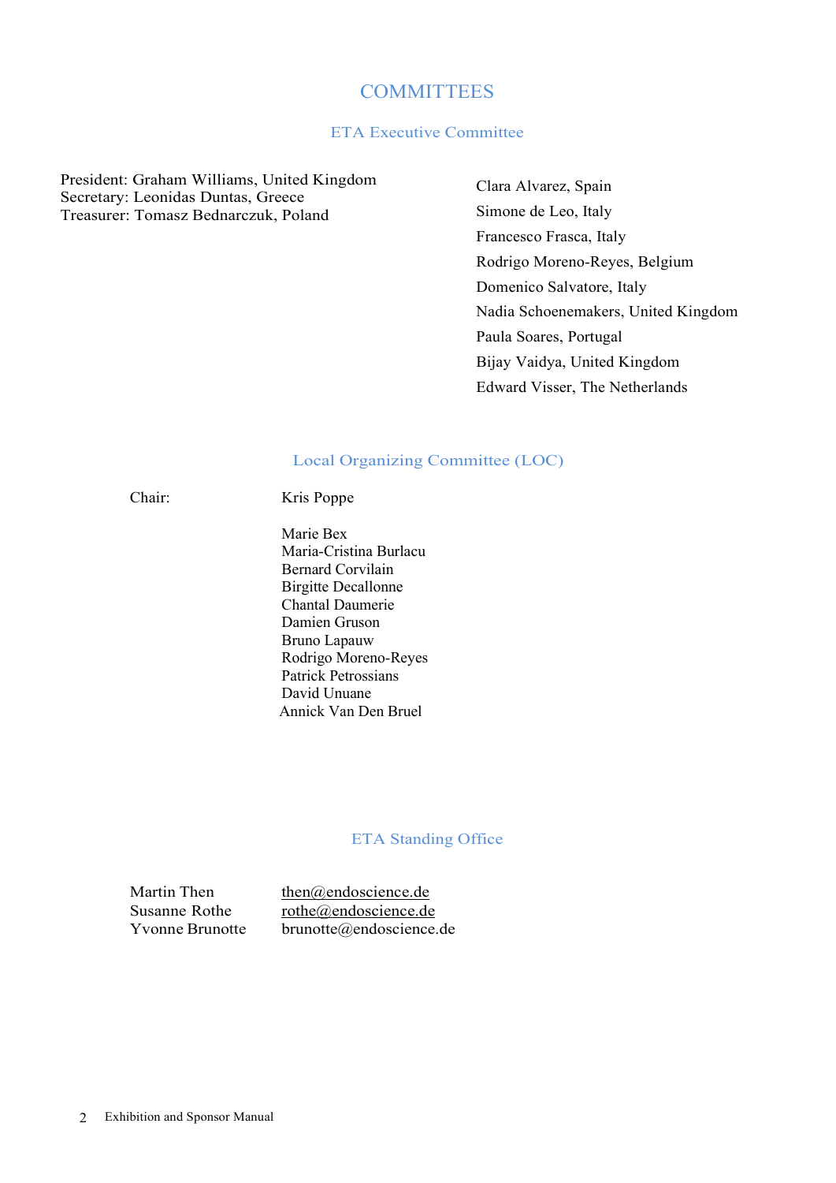# COMMITTEES

## ETA Executive Committee

President: Graham Williams, United Kingdom
Secretary: Leonidas Duntas, Greece
Treasurer: Tomasz Bednarczuk, Poland

Clara Alvarez, Spain
Simone de Leo, Italy
Francesco Frasca, Italy
Rodrigo Moreno-Reyes, Belgium
Domenico Salvatore, Italy
Nadia Schoenemakers, United Kingdom
Paula Soares, Portugal
Bijay Vaidya, United Kingdom
Edward Visser, The Netherlands

## Local Organizing Committee (LOC)

Chair: Kris Poppe

Marie Bex
Maria-Cristina Burlacu
Bernard Corvilain
Birgitte Decallonne
Chantal Daumerie
Damien Gruson
Bruno Lapauw
Rodrigo Moreno-Reyes
Patrick Petrossians
David Unuane
Annick Van Den Bruel

## ETA Standing Office

| | |
|---|---|
| Martin Then | then@endoscience.de |
| Susanne Rothe | rothe@endoscience.de |
| Yvonne Brunotte | brunotte@endoscience.de |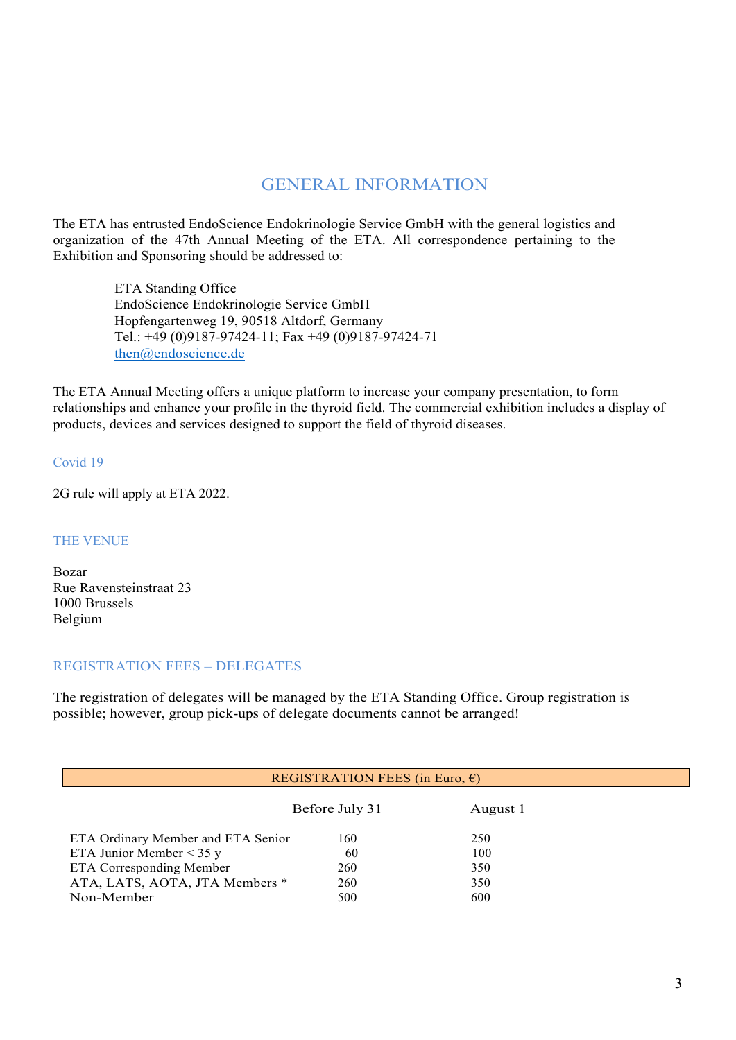# GENERAL INFORMATION

The ETA has entrusted EndoScience Endokrinologie Service GmbH with the general logistics and organization of the 47th Annual Meeting of the ETA. All correspondence pertaining to the Exhibition and Sponsoring should be addressed to:

> ETA Standing Office
> EndoScience Endokrinologie Service GmbH
> Hopfengartenweg 19, 90518 Altdorf, Germany
> Tel.: +49 (0)9187-97424-11; Fax +49 (0)9187-97424-71
> then@endoscience.de

The ETA Annual Meeting offers a unique platform to increase your company presentation, to form relationships and enhance your profile in the thyroid field. The commercial exhibition includes a display of products, devices and services designed to support the field of thyroid diseases.

## Covid 19

2G rule will apply at ETA 2022.

## THE VENUE

Bozar
Rue Ravensteinstraat 23
1000 Brussels
Belgium

## REGISTRATION FEES – DELEGATES

The registration of delegates will be managed by the ETA Standing Office. Group registration is possible; however, group pick-ups of delegate documents cannot be arranged!

| REGISTRATION FEES (in Euro, €) | | |
|---|---|---|
| | Before July 31 | August 1 |
| ETA Ordinary Member and ETA Senior | 160 | 250 |
| ETA Junior Member < 35 y | 60 | 100 |
| ETA Corresponding Member | 260 | 350 |
| ATA, LATS, AOTA, JTA Members * | 260 | 350 |
| Non-Member | 500 | 600 |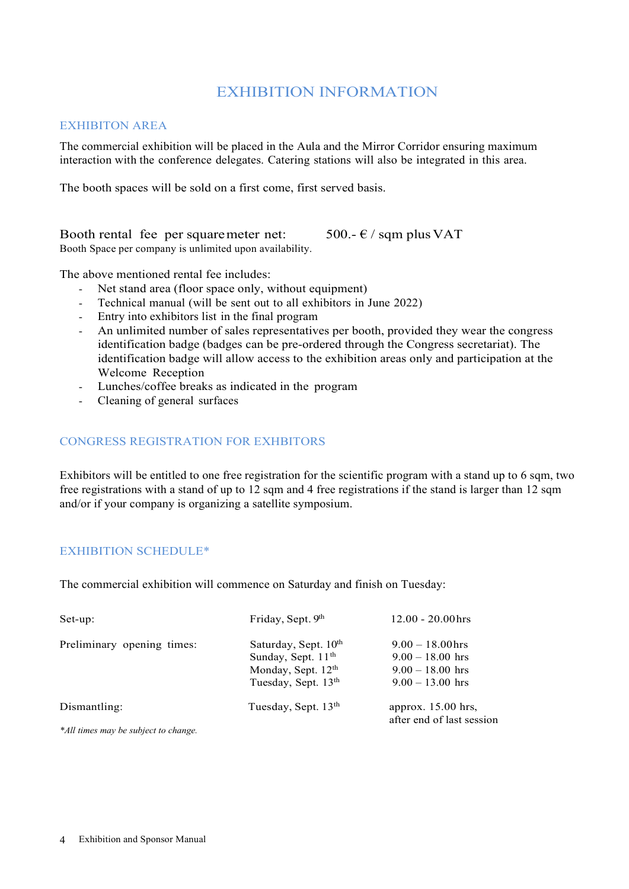# EXHIBITION INFORMATION

## EXHIBITON AREA

The commercial exhibition will be placed in the Aula and the Mirror Corridor ensuring maximum interaction with the conference delegates. Catering stations will also be integrated in this area.

The booth spaces will be sold on a first come, first served basis.

Booth rental fee per square meter net: 500.- € / sqm plus VAT

Booth Space per company is unlimited upon availability.

The above mentioned rental fee includes:

- Net stand area (floor space only, without equipment)
- Technical manual (will be sent out to all exhibitors in June 2022)
- Entry into exhibitors list in the final program
- An unlimited number of sales representatives per booth, provided they wear the congress identification badge (badges can be pre-ordered through the Congress secretariat). The identification badge will allow access to the exhibition areas only and participation at the Welcome Reception
- Lunches/coffee breaks as indicated in the program
- Cleaning of general surfaces

## CONGRESS REGISTRATION FOR EXHBITORS

Exhibitors will be entitled to one free registration for the scientific program with a stand up to 6 sqm, two free registrations with a stand of up to 12 sqm and 4 free registrations if the stand is larger than 12 sqm and/or if your company is organizing a satellite symposium.

## EXHIBITION SCHEDULE*

The commercial exhibition will commence on Saturday and finish on Tuesday:

| | | |
|---|---|---|
| Set-up: | Friday, Sept. 9th | 12.00 - 20.00hrs |
| Preliminary opening times: | Saturday, Sept. 10th | 9.00 – 18.00hrs |
| | Sunday, Sept. 11th | 9.00 – 18.00 hrs |
| | Monday, Sept. 12th | 9.00 – 18.00 hrs |
| | Tuesday, Sept. 13th | 9.00 – 13.00 hrs |
| Dismantling: | Tuesday, Sept. 13th | approx. 15.00 hrs, after end of last session |

*\*All times may be subject to change.*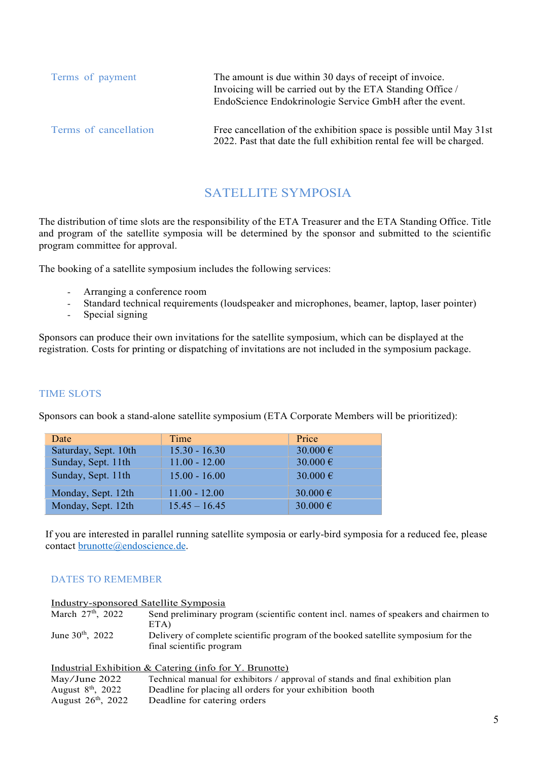| | |
|---|---|
| Terms of payment | The amount is due within 30 days of receipt of invoice. Invoicing will be carried out by the ETA Standing Office / EndoScience Endokrinologie Service GmbH after the event. |
| Terms of cancellation | Free cancellation of the exhibition space is possible until May 31st 2022. Past that date the full exhibition rental fee will be charged. |

## SATELLITE SYMPOSIA

The distribution of time slots are the responsibility of the ETA Treasurer and the ETA Standing Office. Title and program of the satellite symposia will be determined by the sponsor and submitted to the scientific program committee for approval.

The booking of a satellite symposium includes the following services:

- Arranging a conference room
- Standard technical requirements (loudspeaker and microphones, beamer, laptop, laser pointer)
- Special signing

Sponsors can produce their own invitations for the satellite symposium, which can be displayed at the registration. Costs for printing or dispatching of invitations are not included in the symposium package.

### TIME SLOTS

Sponsors can book a stand-alone satellite symposium (ETA Corporate Members will be prioritized):

| Date | Time | Price |
|---|---|---|
| Saturday, Sept. 10th | 15.30 - 16.30 | 30.000 € |
| Sunday, Sept. 11th | 11.00 - 12.00 | 30.000 € |
| Sunday, Sept. 11th | 15.00 - 16.00 | 30.000 € |
| Monday, Sept. 12th | 11.00 - 12.00 | 30.000 € |
| Monday, Sept. 12th | 15.45 – 16.45 | 30.000 € |

If you are interested in parallel running satellite symposia or early-bird symposia for a reduced fee, please contact brunotte@endoscience.de.

### DATES TO REMEMBER

Industry-sponsored Satellite Symposia

| | |
|---|---|
| March 27th, 2022 | Send preliminary program (scientific content incl. names of speakers and chairmen to ETA) |
| June 30th, 2022 | Delivery of complete scientific program of the booked satellite symposium for the final scientific program |

Industrial Exhibition & Catering (info for Y. Brunotte)

| | |
|---|---|
| May/June 2022 | Technical manual for exhibitors / approval of stands and final exhibition plan |
| August 8th, 2022 | Deadline for placing all orders for your exhibition booth |
| August 26th, 2022 | Deadline for catering orders |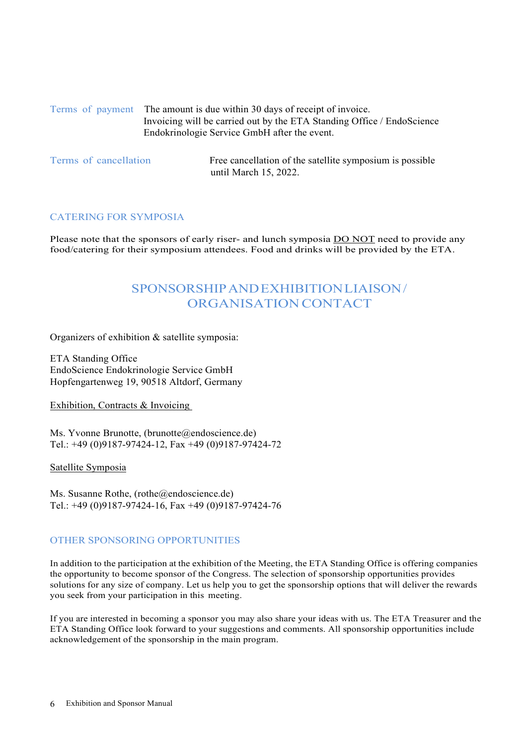**Terms of payment** The amount is due within 30 days of receipt of invoice. Invoicing will be carried out by the ETA Standing Office / EndoScience Endokrinologie Service GmbH after the event.

**Terms of cancellation** Free cancellation of the satellite symposium is possible until March 15, 2022.

### CATERING FOR SYMPOSIA

Please note that the sponsors of early riser- and lunch symposia DO NOT need to provide any food/catering for their symposium attendees. Food and drinks will be provided by the ETA.

## SPONSORSHIP AND EXHIBITION LIAISON / ORGANISATION CONTACT

Organizers of exhibition & satellite symposia:

ETA Standing Office
EndoScience Endokrinologie Service GmbH
Hopfengartenweg 19, 90518 Altdorf, Germany

Exhibition, Contracts & Invoicing

Ms. Yvonne Brunotte, (brunotte@endoscience.de)
Tel.: +49 (0)9187-97424-12, Fax +49 (0)9187-97424-72

Satellite Symposia

Ms. Susanne Rothe, (rothe@endoscience.de)
Tel.: +49 (0)9187-97424-16, Fax +49 (0)9187-97424-76

### OTHER SPONSORING OPPORTUNITIES

In addition to the participation at the exhibition of the Meeting, the ETA Standing Office is offering companies the opportunity to become sponsor of the Congress. The selection of sponsorship opportunities provides solutions for any size of company. Let us help you to get the sponsorship options that will deliver the rewards you seek from your participation in this meeting.

If you are interested in becoming a sponsor you may also share your ideas with us. The ETA Treasurer and the ETA Standing Office look forward to your suggestions and comments. All sponsorship opportunities include acknowledgement of the sponsorship in the main program.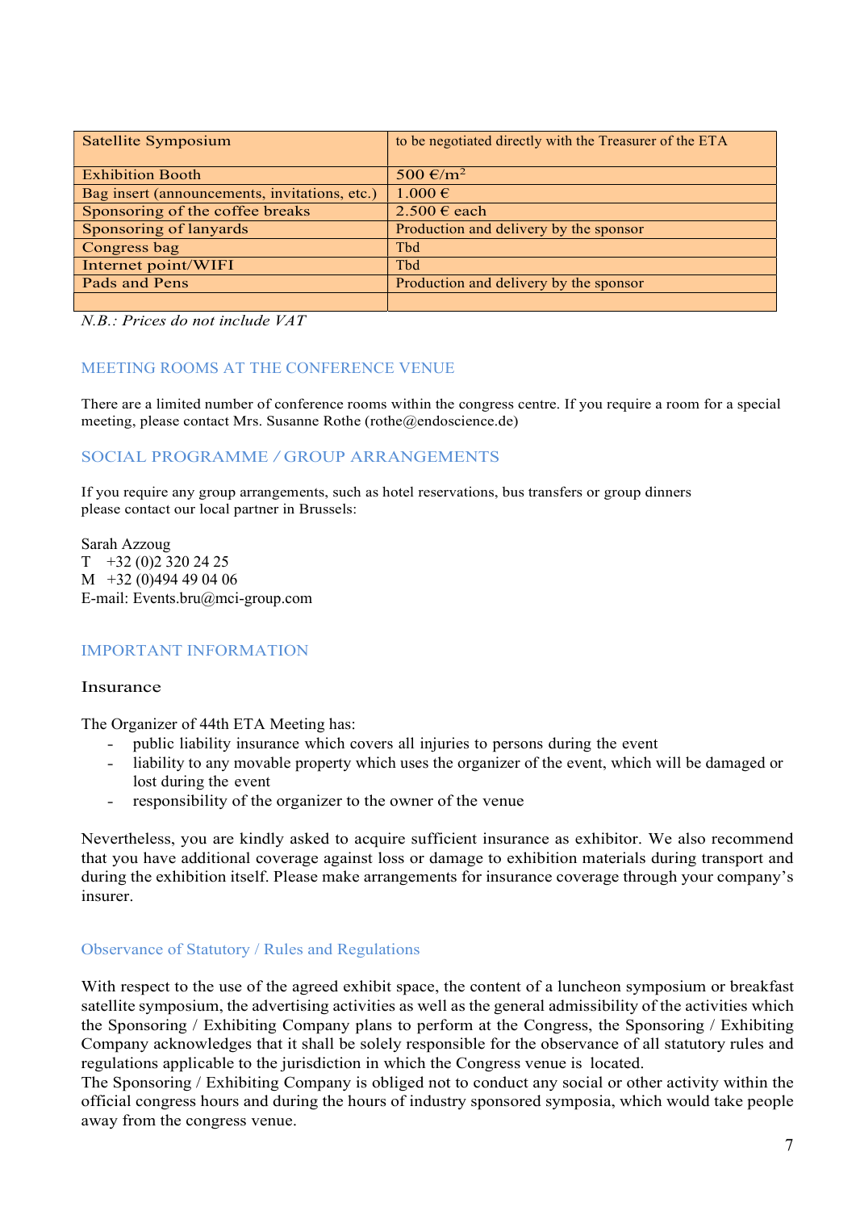| | |
|---|---|
| Satellite Symposium | to be negotiated directly with the Treasurer of the ETA |
| Exhibition Booth | 500 €/m$^2$ |
| Bag insert (announcements, invitations, etc.) | 1.000 € |
| Sponsoring of the coffee breaks | 2.500 € each |
| Sponsoring of lanyards | Production and delivery by the sponsor |
| Congress bag | Tbd |
| Internet point/WIFI | Tbd |
| Pads and Pens | Production and delivery by the sponsor |
| | |

*N.B.: Prices do not include VAT*

## MEETING ROOMS AT THE CONFERENCE VENUE

There are a limited number of conference rooms within the congress centre. If you require a room for a special meeting, please contact Mrs. Susanne Rothe (rothe@endoscience.de)

## SOCIAL PROGRAMME / GROUP ARRANGEMENTS

If you require any group arrangements, such as hotel reservations, bus transfers or group dinners please contact our local partner in Brussels:

Sarah Azzoug
T +32 (0)2 320 24 25
M +32 (0)494 49 04 06
E-mail: Events.bru@mci-group.com

## IMPORTANT INFORMATION

### Insurance

The Organizer of 44th ETA Meeting has:

- public liability insurance which covers all injuries to persons during the event
- liability to any movable property which uses the organizer of the event, which will be damaged or lost during the event
- responsibility of the organizer to the owner of the venue

Nevertheless, you are kindly asked to acquire sufficient insurance as exhibitor. We also recommend that you have additional coverage against loss or damage to exhibition materials during transport and during the exhibition itself. Please make arrangements for insurance coverage through your company's insurer.

### Observance of Statutory / Rules and Regulations

With respect to the use of the agreed exhibit space, the content of a luncheon symposium or breakfast satellite symposium, the advertising activities as well as the general admissibility of the activities which the Sponsoring / Exhibiting Company plans to perform at the Congress, the Sponsoring / Exhibiting Company acknowledges that it shall be solely responsible for the observance of all statutory rules and regulations applicable to the jurisdiction in which the Congress venue is located.
The Sponsoring / Exhibiting Company is obliged not to conduct any social or other activity within the official congress hours and during the hours of industry sponsored symposia, which would take people away from the congress venue.